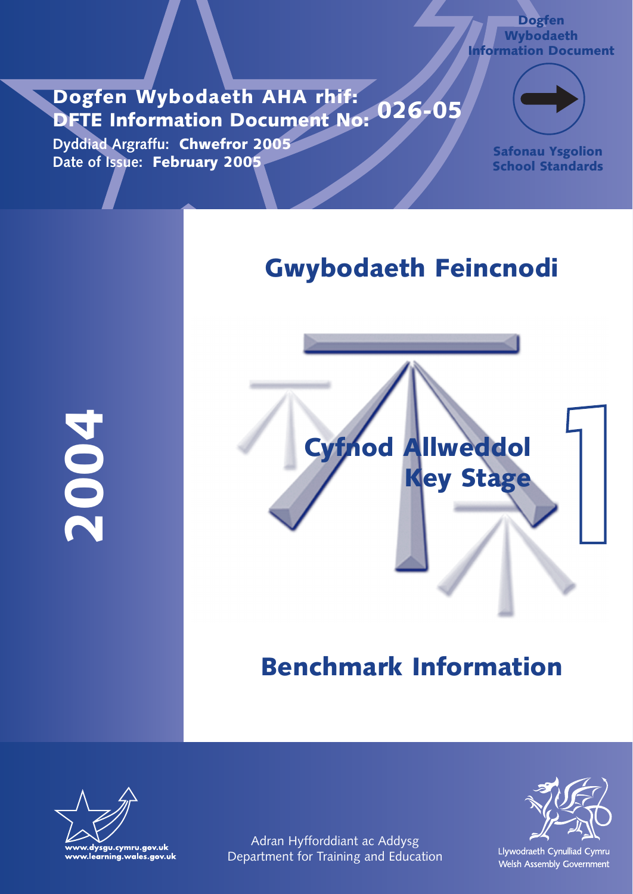Dogfen Wybodaeth
Information Document

**Dogfen Wybodaeth AHA rhif:**
**DFTE Information Document No: 026-05**

Dyddiad Argraffu: **Chwefror 2005**
Date of Issue: **February 2005**

**Safonau Ysgolion**
**School Standards**

**2004**

# Gwybodaeth Feincnodi

## Cyfnod Allweddol Key Stage 1

# Benchmark Information

www.dysgu.cymru.gov.uk
www.learning.wales.gov.uk

Adran Hyfforddiant ac Addysg
Department for Training and Education

Llywodraeth Cynulliad Cymru
Welsh Assembly Government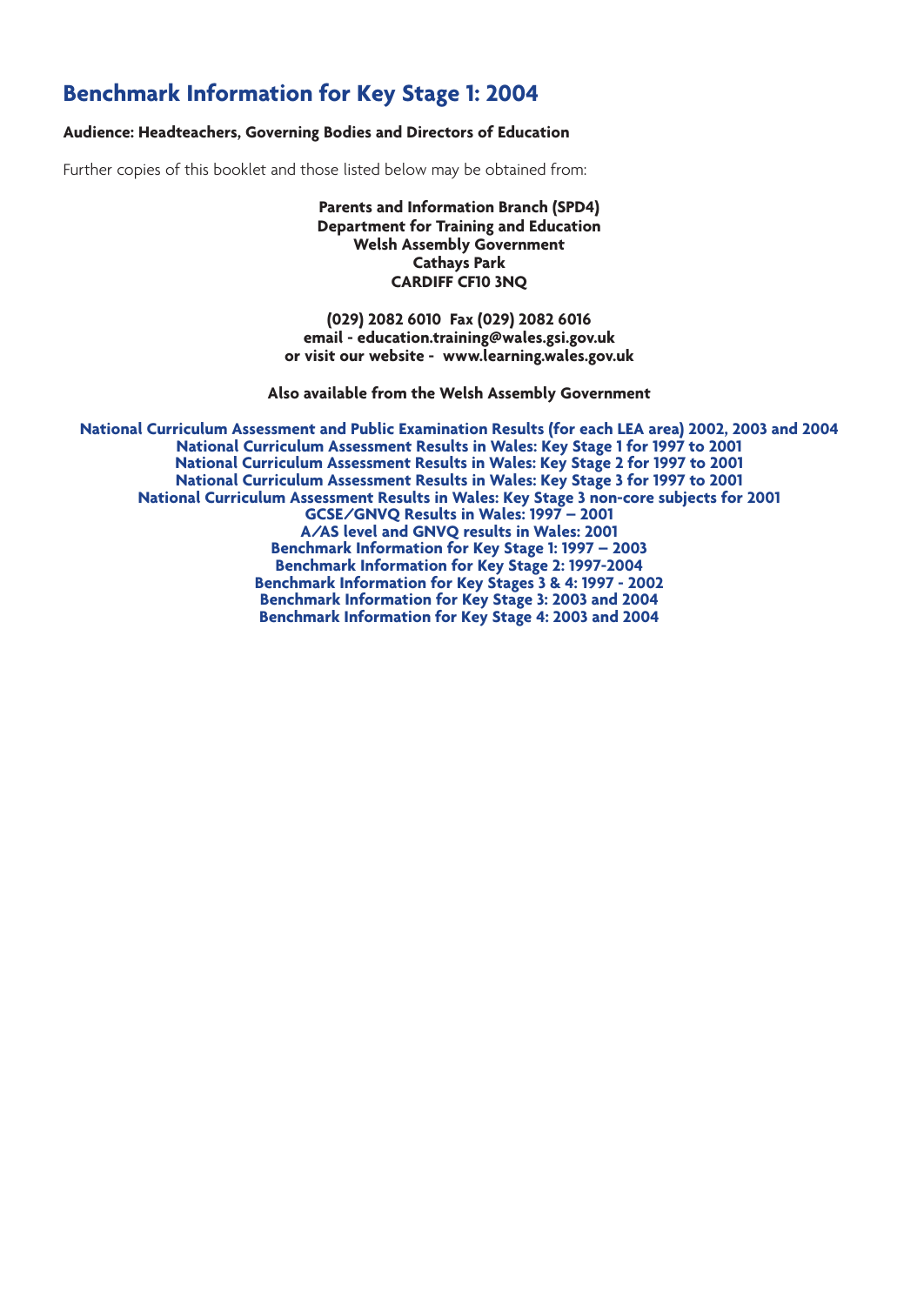# Benchmark Information for Key Stage 1: 2004

**Audience: Headteachers, Governing Bodies and Directors of Education**

Further copies of this booklet and those listed below may be obtained from:

**Parents and Information Branch (SPD4)**
**Department for Training and Education**
**Welsh Assembly Government**
**Cathays Park**
**CARDIFF CF10 3NQ**

**(029) 2082 6010 Fax (029) 2082 6016**
**email - education.training@wales.gsi.gov.uk**
**or visit our website - www.learning.wales.gov.uk**

**Also available from the Welsh Assembly Government**

**National Curriculum Assessment and Public Examination Results (for each LEA area) 2002, 2003 and 2004**
**National Curriculum Assessment Results in Wales: Key Stage 1 for 1997 to 2001**
**National Curriculum Assessment Results in Wales: Key Stage 2 for 1997 to 2001**
**National Curriculum Assessment Results in Wales: Key Stage 3 for 1997 to 2001**
**National Curriculum Assessment Results in Wales: Key Stage 3 non-core subjects for 2001**
**GCSE/GNVQ Results in Wales: 1997 – 2001**
**A/AS level and GNVQ results in Wales: 2001**
**Benchmark Information for Key Stage 1: 1997 – 2003**
**Benchmark Information for Key Stage 2: 1997-2004**
**Benchmark Information for Key Stages 3 & 4: 1997 - 2002**
**Benchmark Information for Key Stage 3: 2003 and 2004**
**Benchmark Information for Key Stage 4: 2003 and 2004**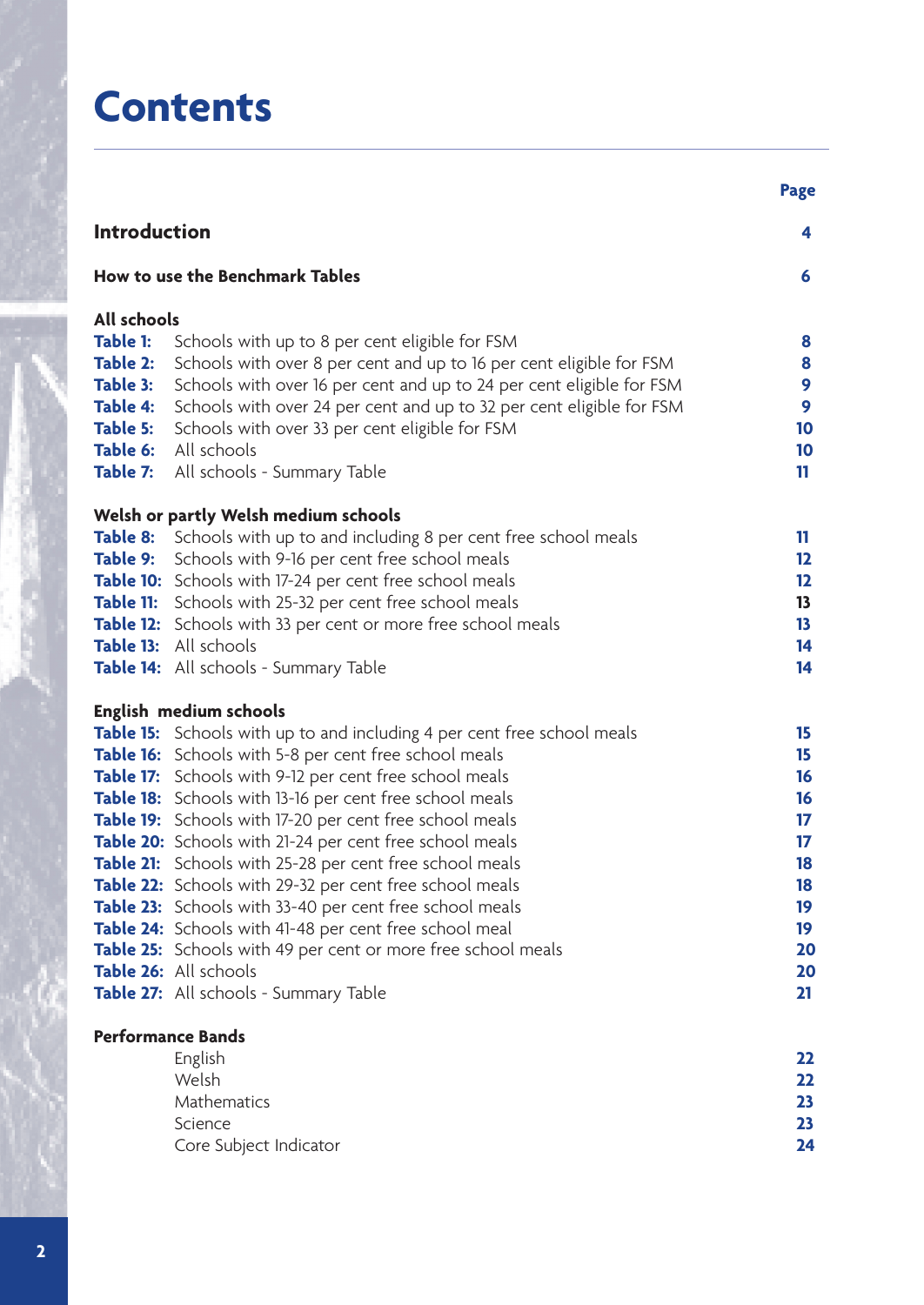# Contents

| | | Page |
|---|---|---|
| **Introduction** | | **4** |
| **How to use the Benchmark Tables** | | **6** |
| **All schools** | | |
| **Table 1:** | Schools with up to 8 per cent eligible for FSM | **8** |
| **Table 2:** | Schools with over 8 per cent and up to 16 per cent eligible for FSM | **8** |
| **Table 3:** | Schools with over 16 per cent and up to 24 per cent eligible for FSM | **9** |
| **Table 4:** | Schools with over 24 per cent and up to 32 per cent eligible for FSM | **9** |
| **Table 5:** | Schools with over 33 per cent eligible for FSM | **10** |
| **Table 6:** | All schools | **10** |
| **Table 7:** | All schools - Summary Table | **11** |
| **Welsh or partly Welsh medium schools** | | |
| **Table 8:** | Schools with up to and including 8 per cent free school meals | **11** |
| **Table 9:** | Schools with 9-16 per cent free school meals | **12** |
| **Table 10:** | Schools with 17-24 per cent free school meals | **12** |
| **Table 11:** | Schools with 25-32 per cent free school meals | **13** |
| **Table 12:** | Schools with 33 per cent or more free school meals | **13** |
| **Table 13:** | All schools | **14** |
| **Table 14:** | All schools - Summary Table | **14** |
| **English medium schools** | | |
| **Table 15:** | Schools with up to and including 4 per cent free school meals | **15** |
| **Table 16:** | Schools with 5-8 per cent free school meals | **15** |
| **Table 17:** | Schools with 9-12 per cent free school meals | **16** |
| **Table 18:** | Schools with 13-16 per cent free school meals | **16** |
| **Table 19:** | Schools with 17-20 per cent free school meals | **17** |
| **Table 20:** | Schools with 21-24 per cent free school meals | **17** |
| **Table 21:** | Schools with 25-28 per cent free school meals | **18** |
| **Table 22:** | Schools with 29-32 per cent free school meals | **18** |
| **Table 23:** | Schools with 33-40 per cent free school meals | **19** |
| **Table 24:** | Schools with 41-48 per cent free school meal | **19** |
| **Table 25:** | Schools with 49 per cent or more free school meals | **20** |
| **Table 26:** | All schools | **20** |
| **Table 27:** | All schools - Summary Table | **21** |
| **Performance Bands** | | |
| | English | **22** |
| | Welsh | **22** |
| | Mathematics | **23** |
| | Science | **23** |
| | Core Subject Indicator | **24** |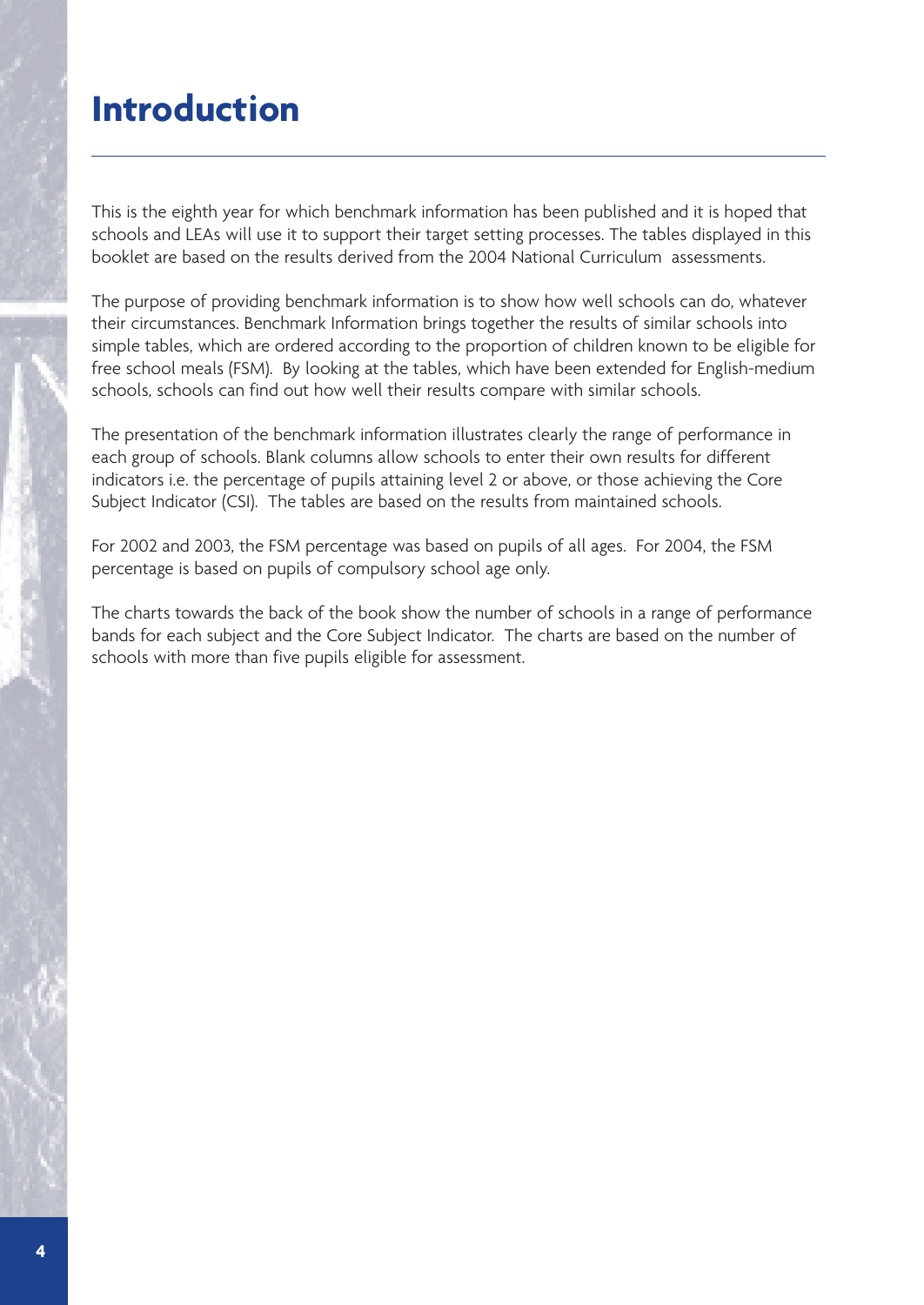# Introduction

This is the eighth year for which benchmark information has been published and it is hoped that schools and LEAs will use it to support their target setting processes. The tables displayed in this booklet are based on the results derived from the 2004 National Curriculum assessments.

The purpose of providing benchmark information is to show how well schools can do, whatever their circumstances. Benchmark Information brings together the results of similar schools into simple tables, which are ordered according to the proportion of children known to be eligible for free school meals (FSM). By looking at the tables, which have been extended for English-medium schools, schools can find out how well their results compare with similar schools.

The presentation of the benchmark information illustrates clearly the range of performance in each group of schools. Blank columns allow schools to enter their own results for different indicators i.e. the percentage of pupils attaining level 2 or above, or those achieving the Core Subject Indicator (CSI). The tables are based on the results from maintained schools.

For 2002 and 2003, the FSM percentage was based on pupils of all ages. For 2004, the FSM percentage is based on pupils of compulsory school age only.

The charts towards the back of the book show the number of schools in a range of performance bands for each subject and the Core Subject Indicator. The charts are based on the number of schools with more than five pupils eligible for assessment.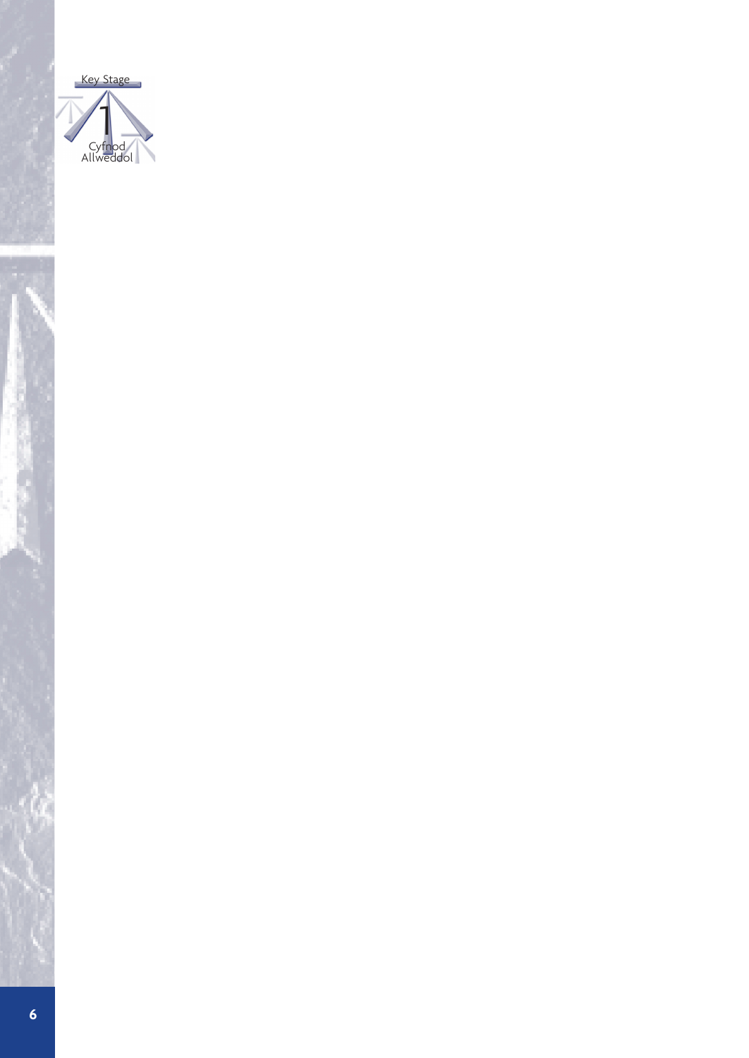Key Stage 1

Cyfnod Allweddol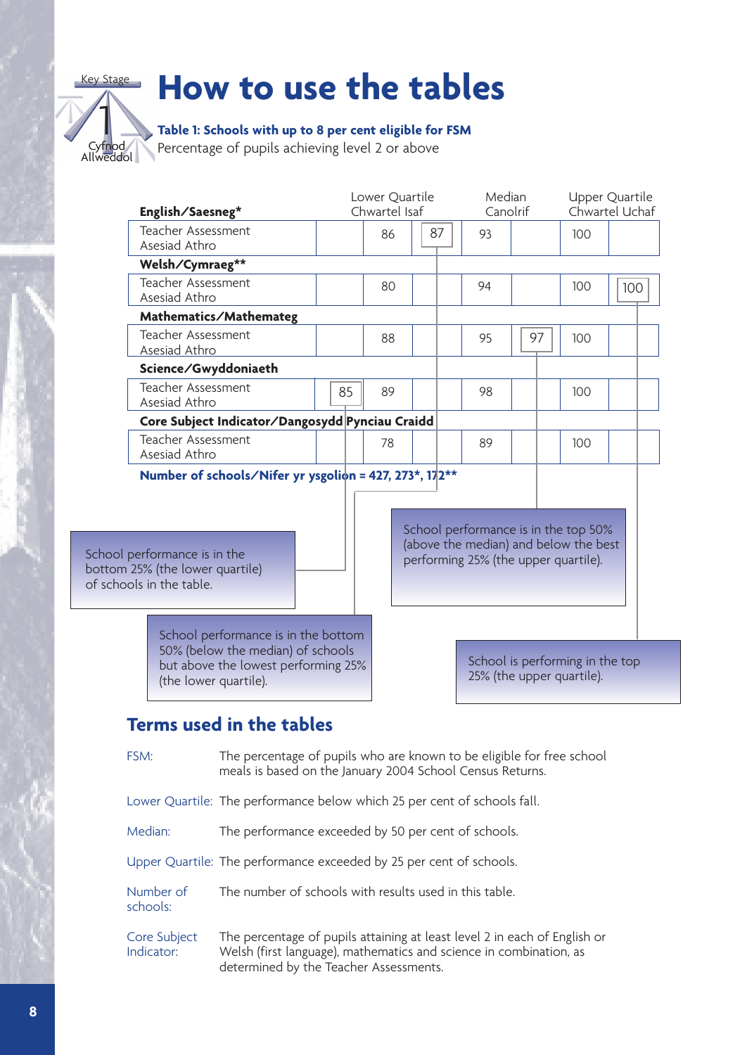Key Stage 1 Cyfnod Allweddol

# How to use the tables

**Table 1: Schools with up to 8 per cent eligible for FSM**
Percentage of pupils achieving level 2 or above

| | | Lower Quartile Chwartel Isaf | | | Median Canolrif | | Upper Quartile Chwartel Uchaf | |
|---|---|---|---|---|---|---|---|---|
| **English/Saesneg*** | | | | | | | | |
| Teacher Assessment Asesiad Athro | | 86 | | 87 | 93 | | 100 | |
| **Welsh/Cymraeg**** | | | | | | | | |
| Teacher Assessment Asesiad Athro | | 80 | | | 94 | | 100 | 100 |
| **Mathematics/Mathemateg** | | | | | | | | |
| Teacher Assessment Asesiad Athro | | 88 | | | 95 | 97 | 100 | |
| **Science/Gwyddoniaeth** | | | | | | | | |
| Teacher Assessment Asesiad Athro | 85 | 89 | | | 98 | | 100 | |
| **Core Subject Indicator/Dangosydd Pynciau Craidd** | | | | | | | | |
| Teacher Assessment Asesiad Athro | | 78 | | | 89 | | 100 | |

**Number of schools/Nifer yr ysgolion = 427, 273*, 172****

School performance is in the bottom 25% (the lower quartile) of schools in the table.

School performance is in the bottom 50% (below the median) of schools but above the lowest performing 25% (the lower quartile).

School performance is in the top 50% (above the median) and below the best performing 25% (the upper quartile).

School is performing in the top 25% (the upper quartile).

## Terms used in the tables

**FSM:** The percentage of pupils who are known to be eligible for free school meals is based on the January 2004 School Census Returns.

**Lower Quartile:** The performance below which 25 per cent of schools fall.

**Median:** The performance exceeded by 50 per cent of schools.

**Upper Quartile:** The performance exceeded by 25 per cent of schools.

**Number of schools:** The number of schools with results used in this table.

**Core Subject Indicator:** The percentage of pupils attaining at least level 2 in each of English or Welsh (first language), mathematics and science in combination, as determined by the Teacher Assessments.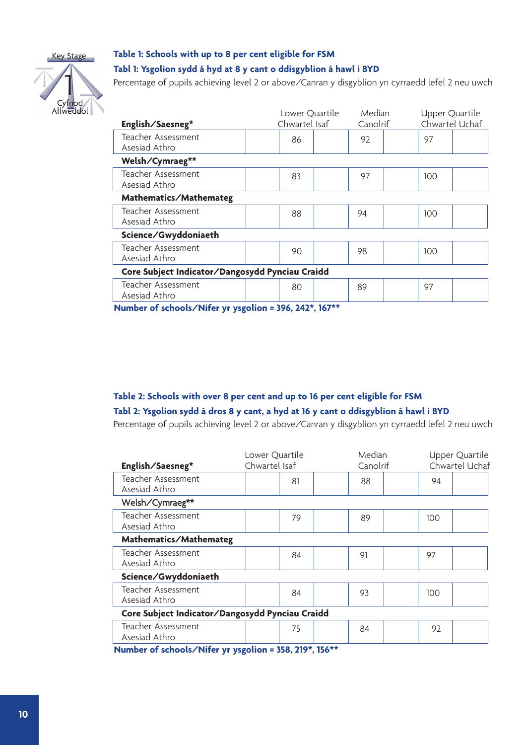### Table 1: Schools with up to 8 per cent eligible for FSM

### Tabl 1: Ysgolion sydd â hyd at 8 y cant o ddisgyblion â hawl i BYD

Percentage of pupils achieving level 2 or above/Canran y disgyblion yn cyrraedd lefel 2 neu uwch

| | Lower Quartile Chwartel Isaf | Median Canolrif | Upper Quartile Chwartel Uchaf |
|---|---|---|---|
| **English/Saesneg*** | | | |
| Teacher Assessment Asesiad Athro | 86 | 92 | 97 |
| **Welsh/Cymraeg**** | | | |
| Teacher Assessment Asesiad Athro | 83 | 97 | 100 |
| **Mathematics/Mathemateg** | | | |
| Teacher Assessment Asesiad Athro | 88 | 94 | 100 |
| **Science/Gwyddoniaeth** | | | |
| Teacher Assessment Asesiad Athro | 90 | 98 | 100 |
| **Core Subject Indicator/Dangosydd Pynciau Craidd** | | | |
| Teacher Assessment Asesiad Athro | 80 | 89 | 97 |

**Number of schools/Nifer yr ysgolion = 396, 242*, 167****

### Table 2: Schools with over 8 per cent and up to 16 per cent eligible for FSM

### Tabl 2: Ysgolion sydd â dros 8 y cant, a hyd at 16 y cant o ddisgyblion â hawl i BYD

Percentage of pupils achieving level 2 or above/Canran y disgyblion yn cyrraedd lefel 2 neu uwch

| | Lower Quartile Chwartel Isaf | Median Canolrif | Upper Quartile Chwartel Uchaf |
|---|---|---|---|
| **English/Saesneg*** | | | |
| Teacher Assessment Asesiad Athro | 81 | 88 | 94 |
| **Welsh/Cymraeg**** | | | |
| Teacher Assessment Asesiad Athro | 79 | 89 | 100 |
| **Mathematics/Mathemateg** | | | |
| Teacher Assessment Asesiad Athro | 84 | 91 | 97 |
| **Science/Gwyddoniaeth** | | | |
| Teacher Assessment Asesiad Athro | 84 | 93 | 100 |
| **Core Subject Indicator/Dangosydd Pynciau Craidd** | | | |
| Teacher Assessment Asesiad Athro | 75 | 84 | 92 |

**Number of schools/Nifer yr ysgolion = 358, 219*, 156****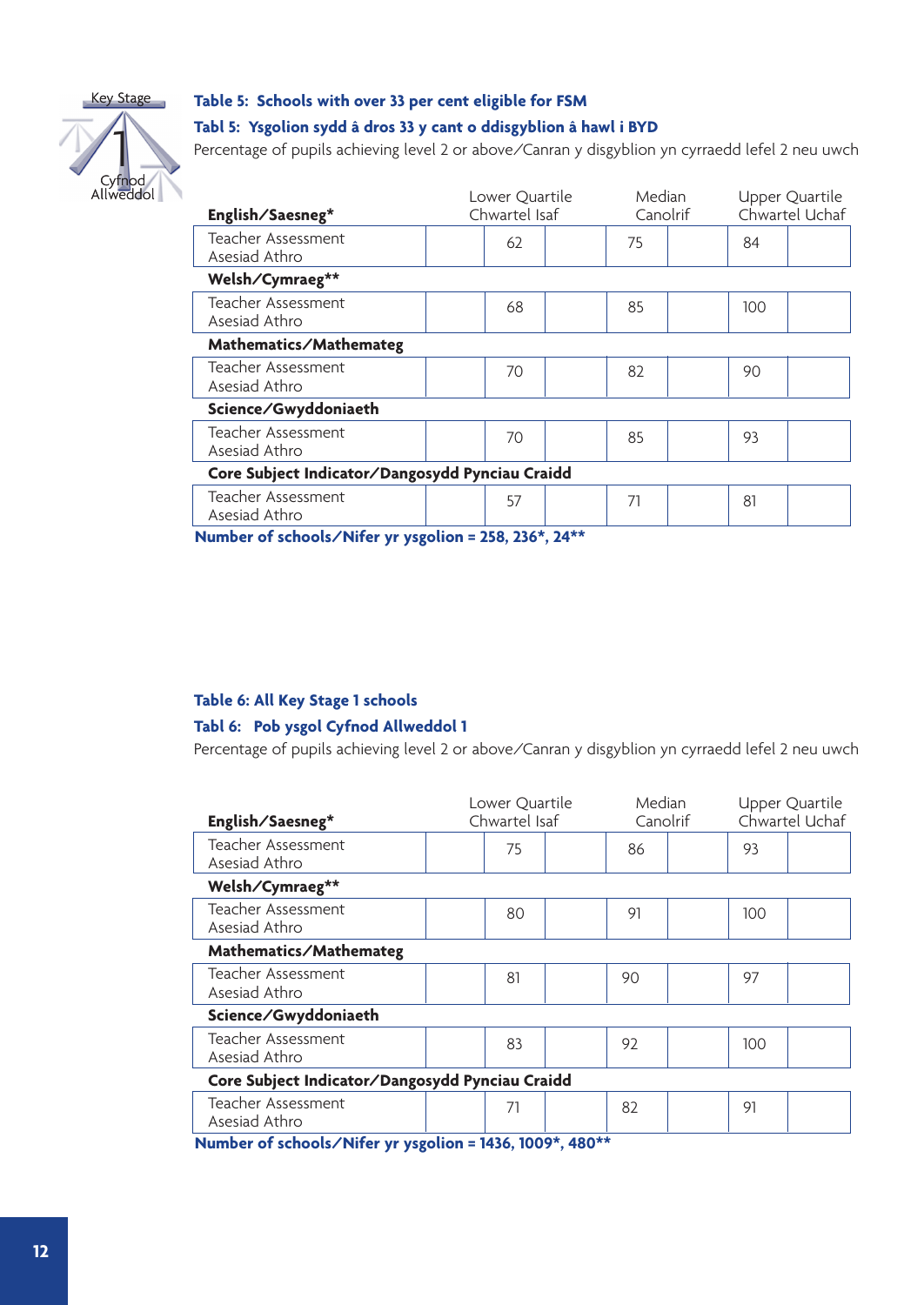### Table 5: Schools with over 33 per cent eligible for FSM

### Tabl 5: Ysgolion sydd â dros 33 y cant o ddisgyblion â hawl i BYD

Percentage of pupils achieving level 2 or above/Canran y disgyblion yn cyrraedd lefel 2 neu uwch

| English/Saesneg* | Lower Quartile Chwartel Isaf | Median Canolrif | Upper Quartile Chwartel Uchaf |
|---|---|---|---|
| Teacher Assessment Asesiad Athro | 62 | 75 | 84 |
| **Welsh/Cymraeg**** | | | |
| Teacher Assessment Asesiad Athro | 68 | 85 | 100 |
| **Mathematics/Mathemateg** | | | |
| Teacher Assessment Asesiad Athro | 70 | 82 | 90 |
| **Science/Gwyddoniaeth** | | | |
| Teacher Assessment Asesiad Athro | 70 | 85 | 93 |
| **Core Subject Indicator/Dangosydd Pynciau Craidd** | | | |
| Teacher Assessment Asesiad Athro | 57 | 71 | 81 |

**Number of schools/Nifer yr ysgolion = 258, 236*, 24****

### Table 6: All Key Stage 1 schools

### Tabl 6: Pob ysgol Cyfnod Allweddol 1

Percentage of pupils achieving level 2 or above/Canran y disgyblion yn cyrraedd lefel 2 neu uwch

| English/Saesneg* | Lower Quartile Chwartel Isaf | Median Canolrif | Upper Quartile Chwartel Uchaf |
|---|---|---|---|
| Teacher Assessment Asesiad Athro | 75 | 86 | 93 |
| **Welsh/Cymraeg**** | | | |
| Teacher Assessment Asesiad Athro | 80 | 91 | 100 |
| **Mathematics/Mathemateg** | | | |
| Teacher Assessment Asesiad Athro | 81 | 90 | 97 |
| **Science/Gwyddoniaeth** | | | |
| Teacher Assessment Asesiad Athro | 83 | 92 | 100 |
| **Core Subject Indicator/Dangosydd Pynciau Craidd** | | | |
| Teacher Assessment Asesiad Athro | 71 | 82 | 91 |

**Number of schools/Nifer yr ysgolion = 1436, 1009*, 480****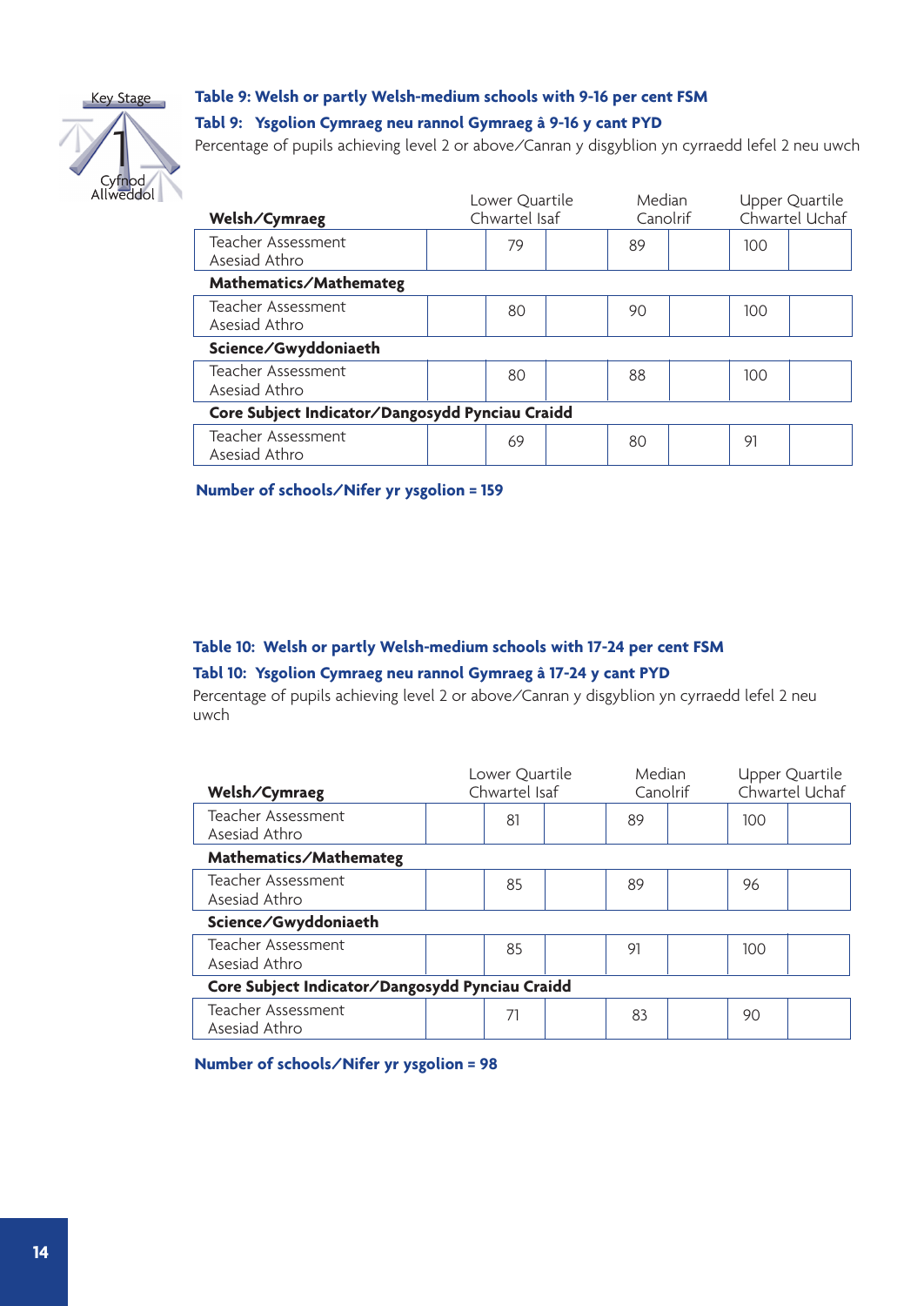### Table 9: Welsh or partly Welsh-medium schools with 9-16 per cent FSM

### Tabl 9: Ysgolion Cymraeg neu rannol Gymraeg â 9-16 y cant PYD

Percentage of pupils achieving level 2 or above/Canran y disgyblion yn cyrraedd lefel 2 neu uwch

| Welsh/Cymraeg | Lower Quartile Chwartel Isaf | Median Canolrif | Upper Quartile Chwartel Uchaf |
|---|---|---|---|
| Teacher Assessment Asesiad Athro | 79 | 89 | 100 |
| **Mathematics/Mathemateg** | | | |
| Teacher Assessment Asesiad Athro | 80 | 90 | 100 |
| **Science/Gwyddoniaeth** | | | |
| Teacher Assessment Asesiad Athro | 80 | 88 | 100 |
| **Core Subject Indicator/Dangosydd Pynciau Craidd** | | | |
| Teacher Assessment Asesiad Athro | 69 | 80 | 91 |

**Number of schools/Nifer yr ysgolion = 159**

### Table 10: Welsh or partly Welsh-medium schools with 17-24 per cent FSM

### Tabl 10: Ysgolion Cymraeg neu rannol Gymraeg â 17-24 y cant PYD

Percentage of pupils achieving level 2 or above/Canran y disgyblion yn cyrraedd lefel 2 neu uwch

| Welsh/Cymraeg | Lower Quartile Chwartel Isaf | Median Canolrif | Upper Quartile Chwartel Uchaf |
|---|---|---|---|
| Teacher Assessment Asesiad Athro | 81 | 89 | 100 |
| **Mathematics/Mathemateg** | | | |
| Teacher Assessment Asesiad Athro | 85 | 89 | 96 |
| **Science/Gwyddoniaeth** | | | |
| Teacher Assessment Asesiad Athro | 85 | 91 | 100 |
| **Core Subject Indicator/Dangosydd Pynciau Craidd** | | | |
| Teacher Assessment Asesiad Athro | 71 | 83 | 90 |

**Number of schools/Nifer yr ysgolion = 98**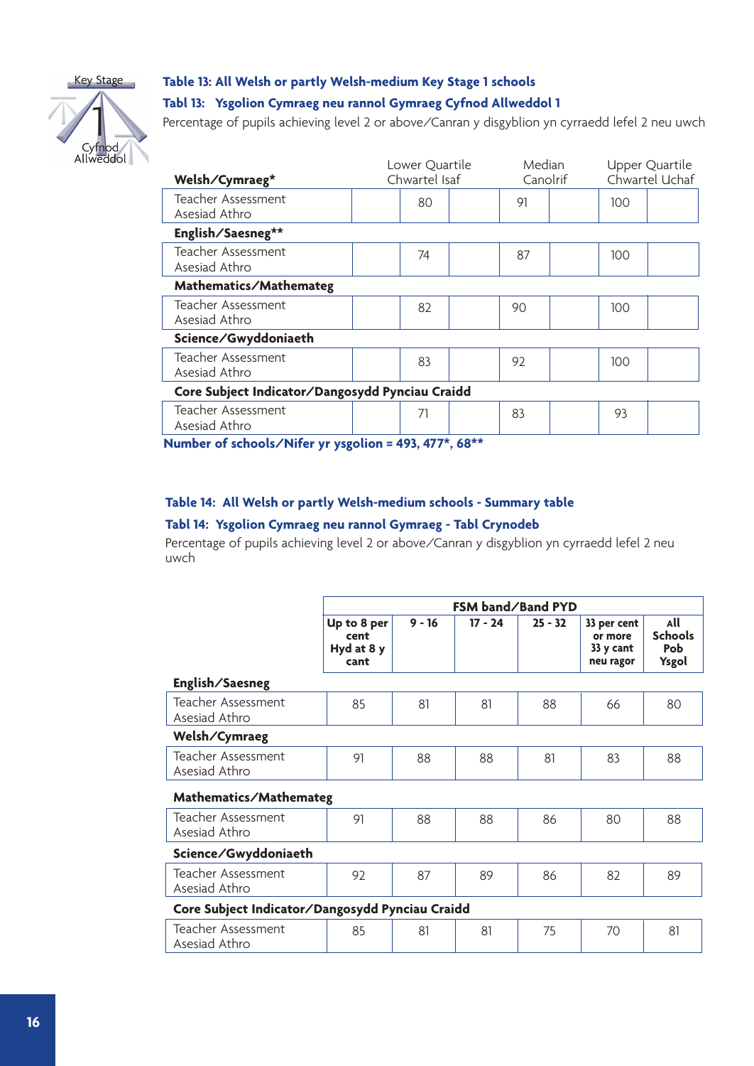Key Stage 1 Cyfnod Allweddol

## Table 13: All Welsh or partly Welsh-medium Key Stage 1 schools

## Tabl 13: Ysgolion Cymraeg neu rannol Gymraeg Cyfnod Allweddol 1

Percentage of pupils achieving level 2 or above/Canran y disgyblion yn cyrraedd lefel 2 neu uwch

| | Lower Quartile Chwartel Isaf | Median Canolrif | Upper Quartile Chwartel Uchaf |
|---|---|---|---|
| **Welsh/Cymraeg*** | | | |
| Teacher Assessment Asesiad Athro | 80 | 91 | 100 |
| **English/Saesneg**** | | | |
| Teacher Assessment Asesiad Athro | 74 | 87 | 100 |
| **Mathematics/Mathemateg** | | | |
| Teacher Assessment Asesiad Athro | 82 | 90 | 100 |
| **Science/Gwyddoniaeth** | | | |
| Teacher Assessment Asesiad Athro | 83 | 92 | 100 |
| **Core Subject Indicator/Dangosydd Pynciau Craidd** | | | |
| Teacher Assessment Asesiad Athro | 71 | 83 | 93 |

**Number of schools/Nifer yr ysgolion = 493, 477*, 68****

## Table 14: All Welsh or partly Welsh-medium schools - Summary table

## Tabl 14: Ysgolion Cymraeg neu rannol Gymraeg - Tabl Crynodeb

Percentage of pupils achieving level 2 or above/Canran y disgyblion yn cyrraedd lefel 2 neu uwch

| | FSM band/Band PYD | | | | | |
|---|---|---|---|---|---|---|
| | Up to 8 per cent Hyd at 8 y cant | 9 - 16 | 17 - 24 | 25 - 32 | 33 per cent or more 33 y cant neu ragor | All Schools Pob Ysgol |
| **English/Saesneg** | | | | | | |
| Teacher Assessment Asesiad Athro | 85 | 81 | 81 | 88 | 66 | 80 |
| **Welsh/Cymraeg** | | | | | | |
| Teacher Assessment Asesiad Athro | 91 | 88 | 88 | 81 | 83 | 88 |
| **Mathematics/Mathemateg** | | | | | | |
| Teacher Assessment Asesiad Athro | 91 | 88 | 88 | 86 | 80 | 88 |
| **Science/Gwyddoniaeth** | | | | | | |
| Teacher Assessment Asesiad Athro | 92 | 87 | 89 | 86 | 82 | 89 |
| **Core Subject Indicator/Dangosydd Pynciau Craidd** | | | | | | |
| Teacher Assessment Asesiad Athro | 85 | 81 | 81 | 75 | 70 | 81 |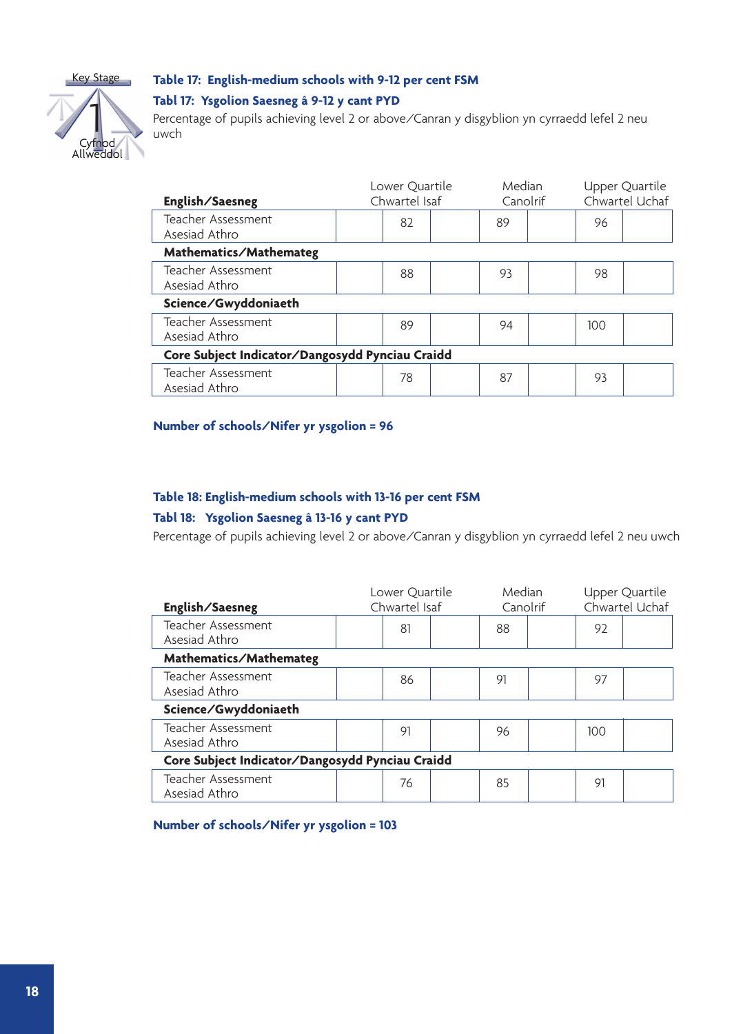Key Stage 1 Cyfnod Allweddol

### Table 17: English-medium schools with 9-12 per cent FSM

### Tabl 17: Ysgolion Saesneg â 9-12 y cant PYD

Percentage of pupils achieving level 2 or above/Canran y disgyblion yn cyrraedd lefel 2 neu uwch

| English/Saesneg | Lower Quartile Chwartel Isaf | Median Canolrif | Upper Quartile Chwartel Uchaf |
|---|---|---|---|
| Teacher Assessment Asesiad Athro | 82 | 89 | 96 |
| **Mathematics/Mathemateg** | | | |
| Teacher Assessment Asesiad Athro | 88 | 93 | 98 |
| **Science/Gwyddoniaeth** | | | |
| Teacher Assessment Asesiad Athro | 89 | 94 | 100 |
| **Core Subject Indicator/Dangosydd Pynciau Craidd** | | | |
| Teacher Assessment Asesiad Athro | 78 | 87 | 93 |

**Number of schools/Nifer yr ysgolion = 96**

### Table 18: English-medium schools with 13-16 per cent FSM

### Tabl 18: Ysgolion Saesneg â 13-16 y cant PYD

Percentage of pupils achieving level 2 or above/Canran y disgyblion yn cyrraedd lefel 2 neu uwch

| English/Saesneg | Lower Quartile Chwartel Isaf | Median Canolrif | Upper Quartile Chwartel Uchaf |
|---|---|---|---|
| Teacher Assessment Asesiad Athro | 81 | 88 | 92 |
| **Mathematics/Mathemateg** | | | |
| Teacher Assessment Asesiad Athro | 86 | 91 | 97 |
| **Science/Gwyddoniaeth** | | | |
| Teacher Assessment Asesiad Athro | 91 | 96 | 100 |
| **Core Subject Indicator/Dangosydd Pynciau Craidd** | | | |
| Teacher Assessment Asesiad Athro | 76 | 85 | 91 |

**Number of schools/Nifer yr ysgolion = 103**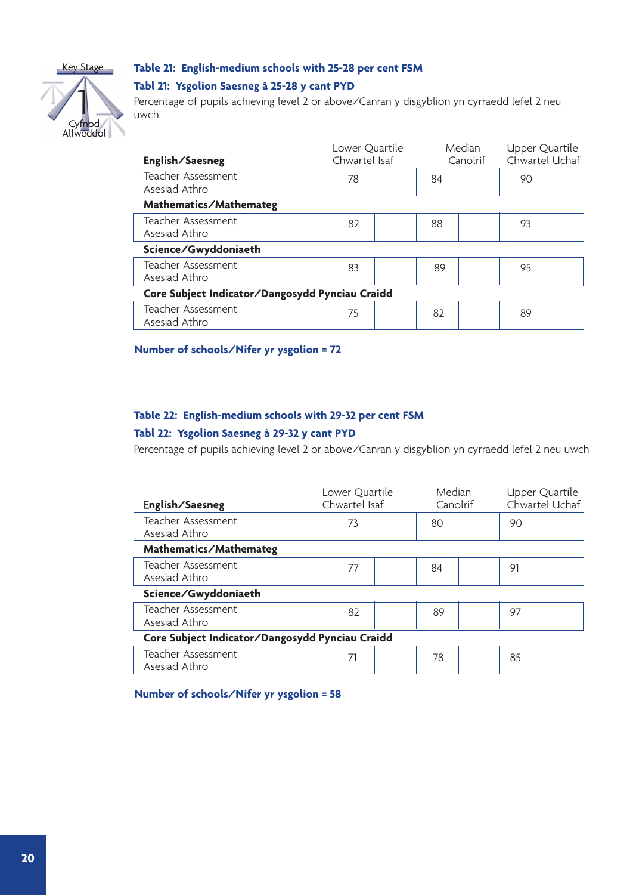### Table 21: English-medium schools with 25-28 per cent FSM

### Tabl 21: Ysgolion Saesneg â 25-28 y cant PYD

Percentage of pupils achieving level 2 or above/Canran y disgyblion yn cyrraedd lefel 2 neu uwch

| English/Saesneg | Lower Quartile Chwartel Isaf | Median Canolrif | Upper Quartile Chwartel Uchaf |
|---|---|---|---|
| Teacher Assessment Asesiad Athro | 78 | 84 | 90 |
| **Mathematics/Mathemateg** | | | |
| Teacher Assessment Asesiad Athro | 82 | 88 | 93 |
| **Science/Gwyddoniaeth** | | | |
| Teacher Assessment Asesiad Athro | 83 | 89 | 95 |
| **Core Subject Indicator/Dangosydd Pynciau Craidd** | | | |
| Teacher Assessment Asesiad Athro | 75 | 82 | 89 |

**Number of schools/Nifer yr ysgolion = 72**

### Table 22: English-medium schools with 29-32 per cent FSM

### Tabl 22: Ysgolion Saesneg â 29-32 y cant PYD

Percentage of pupils achieving level 2 or above/Canran y disgyblion yn cyrraedd lefel 2 neu uwch

| English/Saesneg | Lower Quartile Chwartel Isaf | Median Canolrif | Upper Quartile Chwartel Uchaf |
|---|---|---|---|
| Teacher Assessment Asesiad Athro | 73 | 80 | 90 |
| **Mathematics/Mathemateg** | | | |
| Teacher Assessment Asesiad Athro | 77 | 84 | 91 |
| **Science/Gwyddoniaeth** | | | |
| Teacher Assessment Asesiad Athro | 82 | 89 | 97 |
| **Core Subject Indicator/Dangosydd Pynciau Craidd** | | | |
| Teacher Assessment Asesiad Athro | 71 | 78 | 85 |

**Number of schools/Nifer yr ysgolion = 58**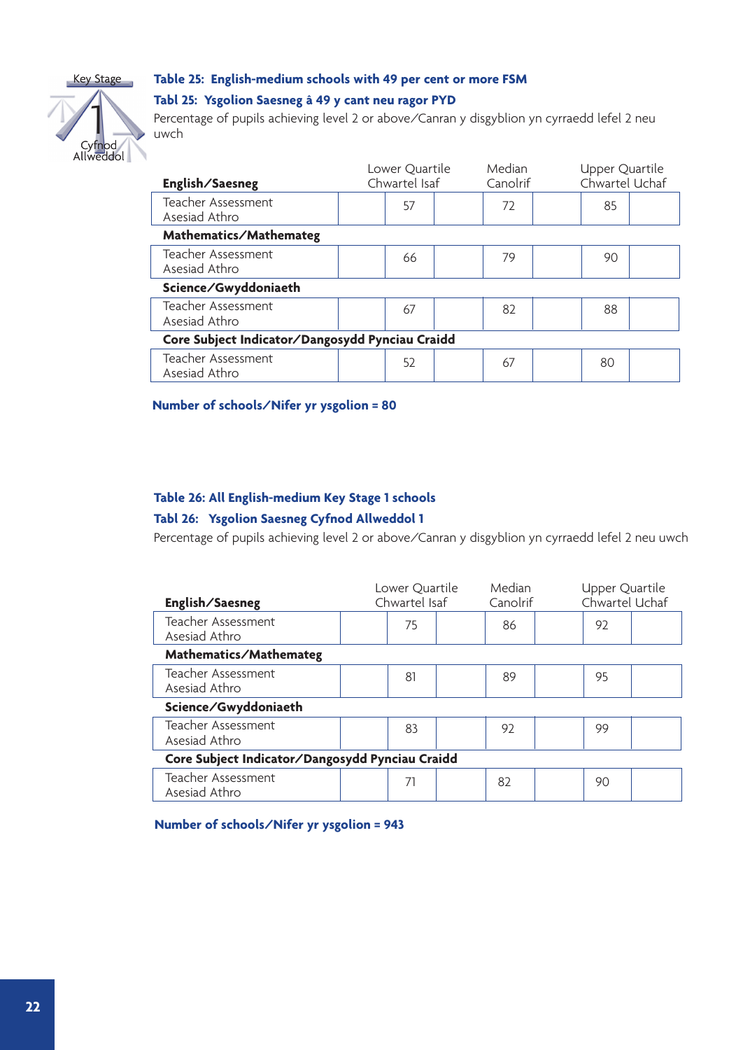### Table 25: English-medium schools with 49 per cent or more FSM

### Tabl 25: Ysgolion Saesneg â 49 y cant neu ragor PYD

Percentage of pupils achieving level 2 or above/Canran y disgyblion yn cyrraedd lefel 2 neu uwch

| | Lower Quartile Chwartel Isaf | Median Canolrif | Upper Quartile Chwartel Uchaf |
|---|---|---|---|
| **English/Saesneg** | | | |
| Teacher Assessment Asesiad Athro | 57 | 72 | 85 |
| **Mathematics/Mathemateg** | | | |
| Teacher Assessment Asesiad Athro | 66 | 79 | 90 |
| **Science/Gwyddoniaeth** | | | |
| Teacher Assessment Asesiad Athro | 67 | 82 | 88 |
| **Core Subject Indicator/Dangosydd Pynciau Craidd** | | | |
| Teacher Assessment Asesiad Athro | 52 | 67 | 80 |

**Number of schools/Nifer yr ysgolion = 80**

### Table 26: All English-medium Key Stage 1 schools

### Tabl 26: Ysgolion Saesneg Cyfnod Allweddol 1

Percentage of pupils achieving level 2 or above/Canran y disgyblion yn cyrraedd lefel 2 neu uwch

| | Lower Quartile Chwartel Isaf | Median Canolrif | Upper Quartile Chwartel Uchaf |
|---|---|---|---|
| **English/Saesneg** | | | |
| Teacher Assessment Asesiad Athro | 75 | 86 | 92 |
| **Mathematics/Mathemateg** | | | |
| Teacher Assessment Asesiad Athro | 81 | 89 | 95 |
| **Science/Gwyddoniaeth** | | | |
| Teacher Assessment Asesiad Athro | 83 | 92 | 99 |
| **Core Subject Indicator/Dangosydd Pynciau Craidd** | | | |
| Teacher Assessment Asesiad Athro | 71 | 82 | 90 |

**Number of schools/Nifer yr ysgolion = 943**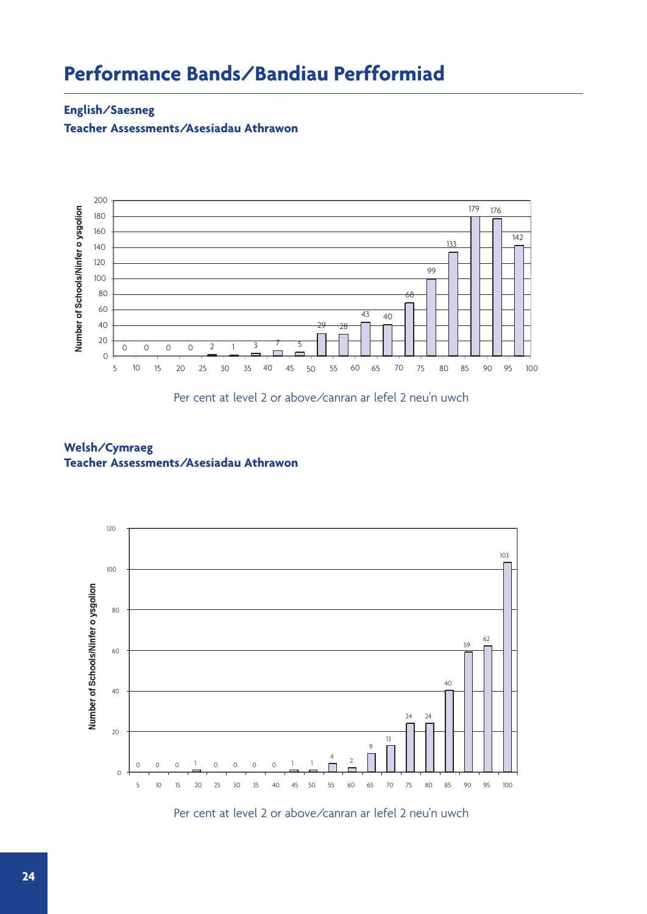# Performance Bands/Bandiau Perfformiad

## English/Saesneg

### Teacher Assessments/Asesiadau Athrawon

| Per cent at level 2 or above/canran ar lefel 2 neu'n uwch | Number of Schools/Ninfer o ysgolion |
|---|---|
| 5 | 0 |
| 10 | 0 |
| 15 | 0 |
| 20 | 0 |
| 25 | 2 |
| 30 | 1 |
| 35 | 3 |
| 40 | 7 |
| 45 | 5 |
| 50 | 29 |
| 55 | 28 |
| 60 | 43 |
| 65 | 40 |
| 70 | 68 |
| 75 | 99 |
| 80 | 133 |
| 85 | 179 |
| 90 | 176 |
| 95 | 142 |

Per cent at level 2 or above/canran ar lefel 2 neu'n uwch

## Welsh/Cymraeg

### Teacher Assessments/Asesiadau Athrawon

| Per cent at level 2 or above/canran ar lefel 2 neu'n uwch | Number of Schools/Ninfer o ysgolion |
|---|---|
| 5 | 0 |
| 10 | 0 |
| 15 | 0 |
| 20 | 1 |
| 25 | 0 |
| 30 | 0 |
| 35 | 0 |
| 40 | 0 |
| 45 | 1 |
| 50 | 1 |
| 55 | 4 |
| 60 | 2 |
| 65 | 9 |
| 70 | 13 |
| 75 | 24 |
| 80 | 24 |
| 85 | 40 |
| 90 | 59 |
| 95 | 62 |
| 100 | 103 |

Per cent at level 2 or above/canran ar lefel 2 neu'n uwch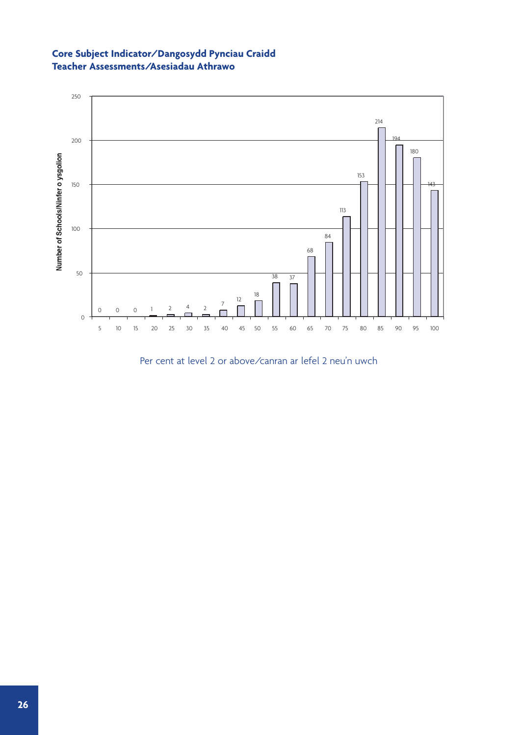**Core Subject Indicator/Dangosydd Pynciau Craidd**
**Teacher Assessments/Asesiadau Athrawo**

| Per cent at level 2 or above/canran ar lefel 2 neu'n uwch | Number of Schools/Ninfer o ysgolion |
|---|---|
| 5 | 0 |
| 10 | 0 |
| 15 | 0 |
| 20 | 1 |
| 25 | 2 |
| 30 | 4 |
| 35 | 2 |
| 40 | 7 |
| 45 | 12 |
| 50 | 18 |
| 55 | 38 |
| 60 | 37 |
| 65 | 68 |
| 70 | 84 |
| 75 | 113 |
| 80 | 153 |
| 85 | 214 |
| 90 | 194 |
| 95 | 180 |
| 100 | 143 |

Per cent at level 2 or above/canran ar lefel 2 neu'n uwch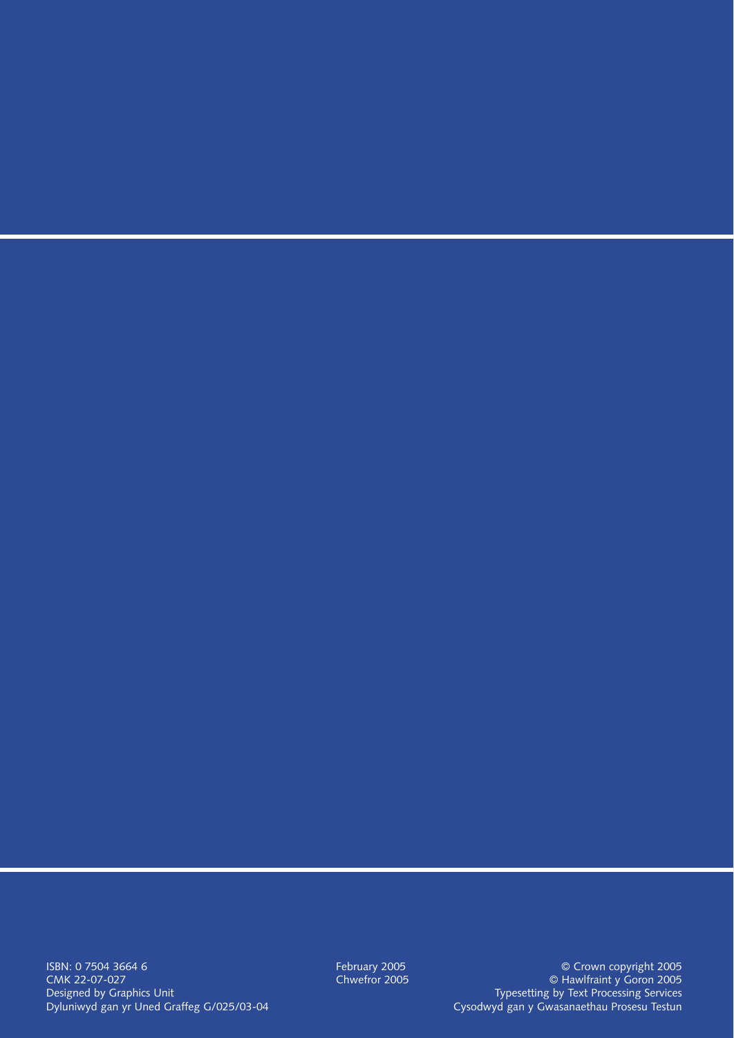ISBN: 0 7504 3664 6
CMK 22-07-027
Designed by Graphics Unit
Dyluniwyd gan yr Uned Graffeg G/025/03-04

February 2005
Chwefror 2005

© Crown copyright 2005
© Hawlfraint y Goron 2005
Typesetting by Text Processing Services
Cysodwyd gan y Gwasanaethau Prosesu Testun